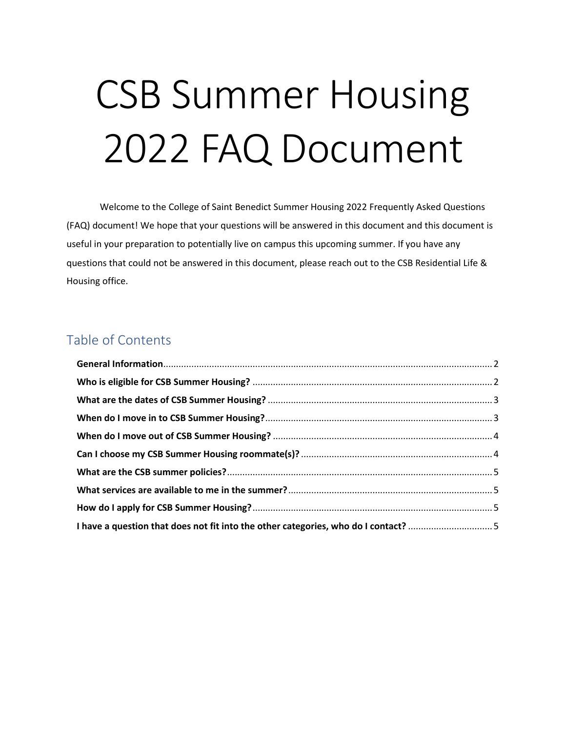# CSB Summer Housing 2022 FAQ Document

Welcome to the College of Saint Benedict Summer Housing 2022 Frequently Asked Questions (FAQ) document! We hope that your questions will be answered in this document and this document is useful in your preparation to potentially live on campus this upcoming summer. If you have any questions that could not be answered in this document, please reach out to the CSB Residential Life & Housing office.

## Table of Contents

**General Information**.................................................................... 2
**Who is eligible for CSB Summer Housing?** ........................................ 2
**What are the dates of CSB Summer Housing?** ..................................... 3
**When do I move in to CSB Summer Housing?**....................................... 3
**When do I move out of CSB Summer Housing?** .................................... 4
**Can I choose my CSB Summer Housing roommate(s)?** ............................ 4
**What are the CSB summer policies?**.................................................. 5
**What services are available to me in the summer?**............................... 5
**How do I apply for CSB Summer Housing?**.......................................... 5
**I have a question that does not fit into the other categories, who do I contact?** ........ 5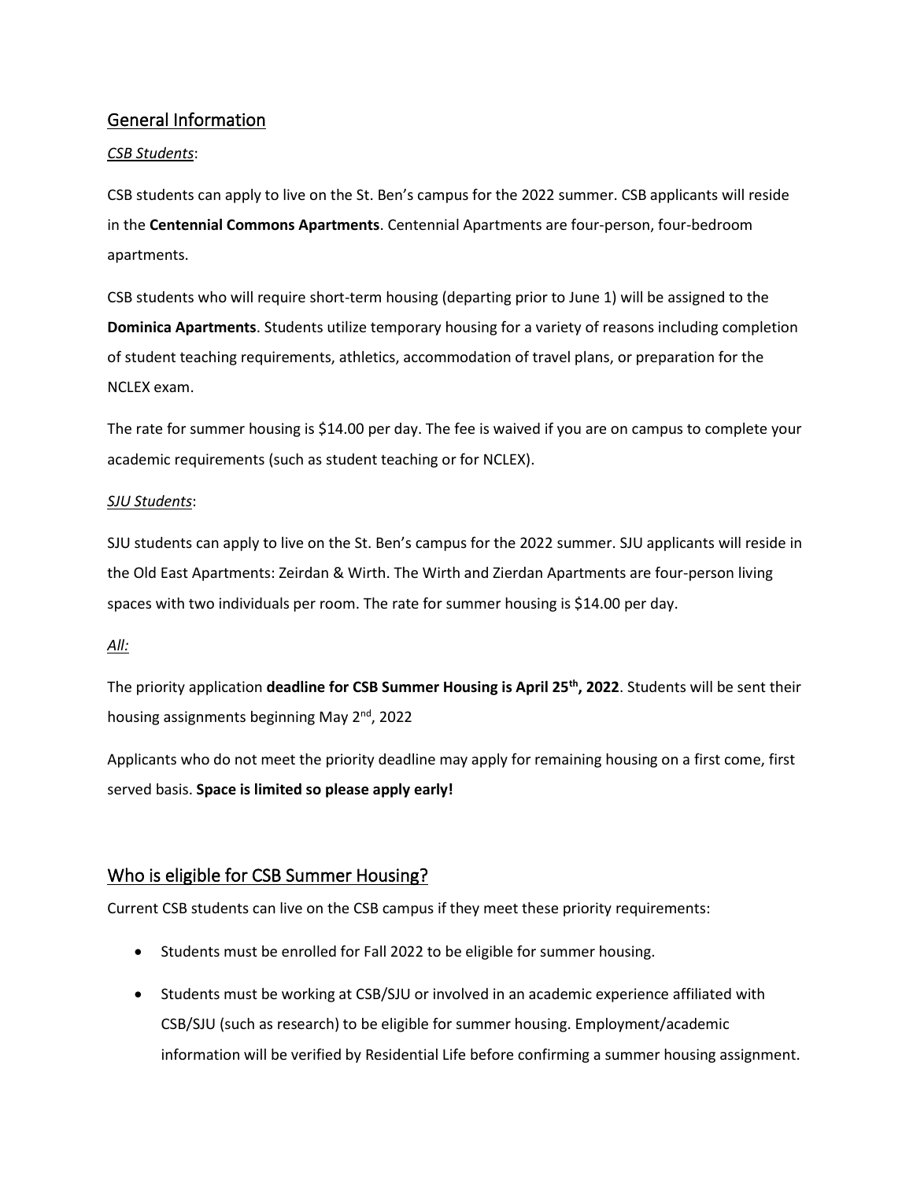## General Information

*CSB Students*:

CSB students can apply to live on the St. Ben's campus for the 2022 summer. CSB applicants will reside in the **Centennial Commons Apartments**. Centennial Apartments are four-person, four-bedroom apartments.

CSB students who will require short-term housing (departing prior to June 1) will be assigned to the **Dominica Apartments**. Students utilize temporary housing for a variety of reasons including completion of student teaching requirements, athletics, accommodation of travel plans, or preparation for the NCLEX exam.

The rate for summer housing is $14.00 per day. The fee is waived if you are on campus to complete your academic requirements (such as student teaching or for NCLEX).

*SJU Students*:

SJU students can apply to live on the St. Ben's campus for the 2022 summer. SJU applicants will reside in the Old East Apartments: Zeirdan & Wirth. The Wirth and Zierdan Apartments are four-person living spaces with two individuals per room. The rate for summer housing is $14.00 per day.

*All:*

The priority application **deadline for CSB Summer Housing is April 25th, 2022**. Students will be sent their housing assignments beginning May 2nd, 2022

Applicants who do not meet the priority deadline may apply for remaining housing on a first come, first served basis. **Space is limited so please apply early!**

## Who is eligible for CSB Summer Housing?

Current CSB students can live on the CSB campus if they meet these priority requirements:

- Students must be enrolled for Fall 2022 to be eligible for summer housing.
- Students must be working at CSB/SJU or involved in an academic experience affiliated with CSB/SJU (such as research) to be eligible for summer housing. Employment/academic information will be verified by Residential Life before confirming a summer housing assignment.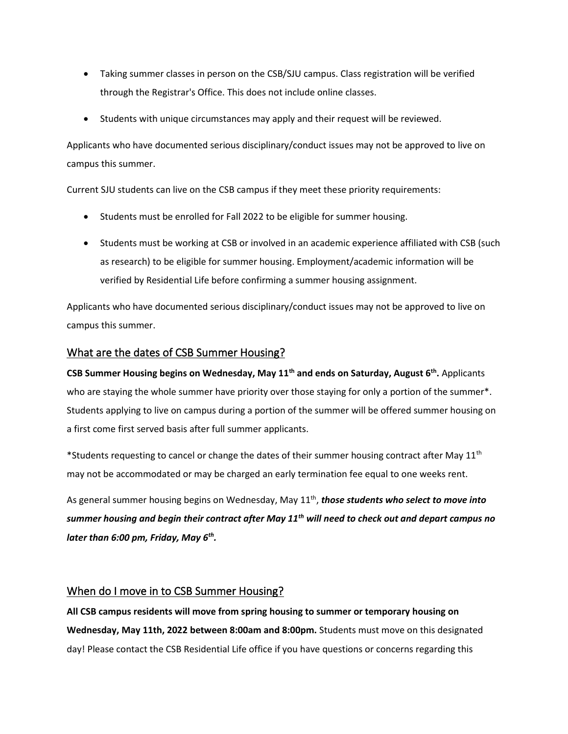- Taking summer classes in person on the CSB/SJU campus. Class registration will be verified through the Registrar's Office. This does not include online classes.
- Students with unique circumstances may apply and their request will be reviewed.

Applicants who have documented serious disciplinary/conduct issues may not be approved to live on campus this summer.

Current SJU students can live on the CSB campus if they meet these priority requirements:

- Students must be enrolled for Fall 2022 to be eligible for summer housing.
- Students must be working at CSB or involved in an academic experience affiliated with CSB (such as research) to be eligible for summer housing. Employment/academic information will be verified by Residential Life before confirming a summer housing assignment.

Applicants who have documented serious disciplinary/conduct issues may not be approved to live on campus this summer.

## What are the dates of CSB Summer Housing?

**CSB Summer Housing begins on Wednesday, May 11th and ends on Saturday, August 6th.** Applicants who are staying the whole summer have priority over those staying for only a portion of the summer*. Students applying to live on campus during a portion of the summer will be offered summer housing on a first come first served basis after full summer applicants.

*Students requesting to cancel or change the dates of their summer housing contract after May 11th may not be accommodated or may be charged an early termination fee equal to one weeks rent.

As general summer housing begins on Wednesday, May 11th, ***those students who select to move into summer housing and begin their contract after May 11th will need to check out and depart campus no later than 6:00 pm, Friday, May 6th.***

## When do I move in to CSB Summer Housing?

**All CSB campus residents will move from spring housing to summer or temporary housing on Wednesday, May 11th, 2022 between 8:00am and 8:00pm.** Students must move on this designated day! Please contact the CSB Residential Life office if you have questions or concerns regarding this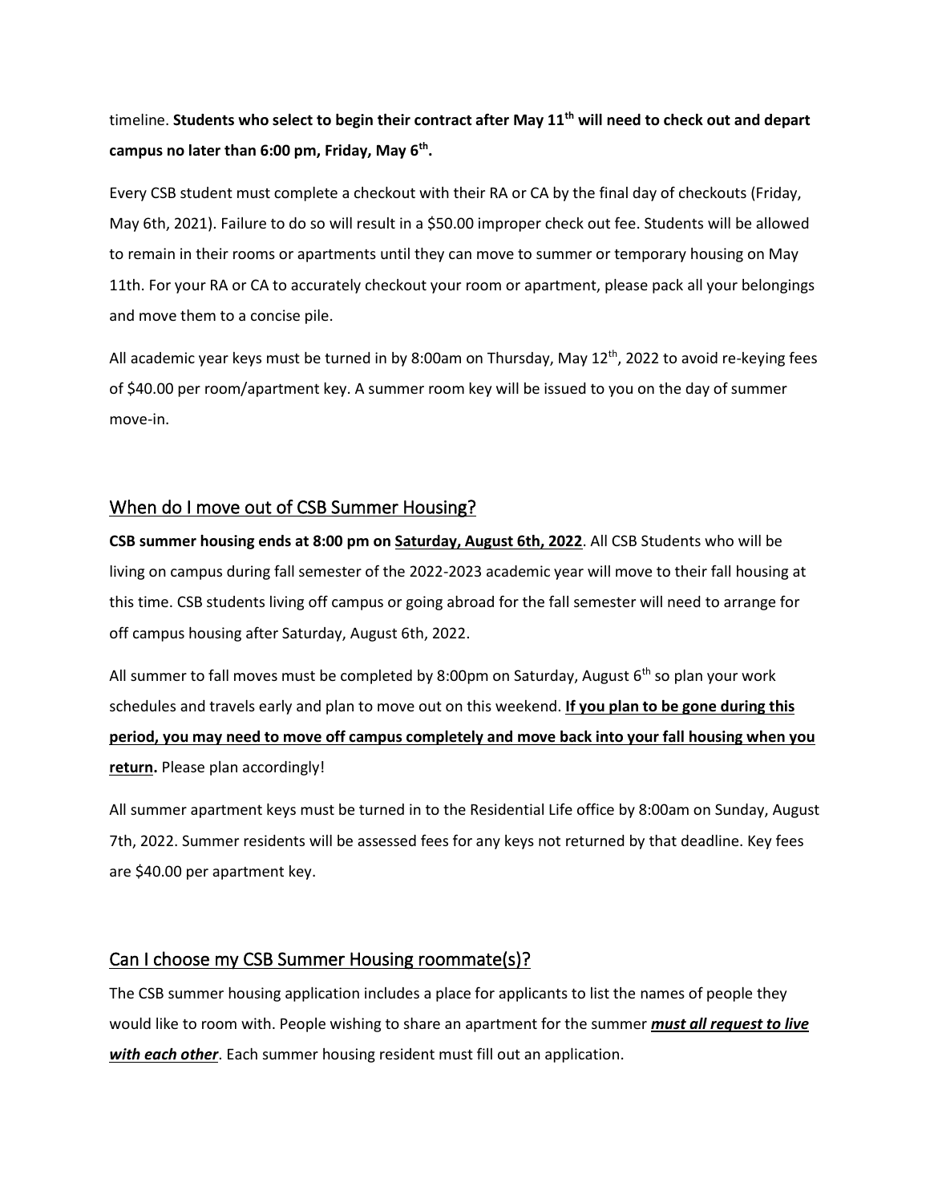timeline. **Students who select to begin their contract after May 11th will need to check out and depart campus no later than 6:00 pm, Friday, May 6th.**

Every CSB student must complete a checkout with their RA or CA by the final day of checkouts (Friday, May 6th, 2021). Failure to do so will result in a $50.00 improper check out fee. Students will be allowed to remain in their rooms or apartments until they can move to summer or temporary housing on May 11th. For your RA or CA to accurately checkout your room or apartment, please pack all your belongings and move them to a concise pile.

All academic year keys must be turned in by 8:00am on Thursday, May 12th, 2022 to avoid re-keying fees of $40.00 per room/apartment key. A summer room key will be issued to you on the day of summer move-in.

## When do I move out of CSB Summer Housing?

**CSB summer housing ends at 8:00 pm on <u>Saturday, August 6th, 2022</u>**. All CSB Students who will be living on campus during fall semester of the 2022-2023 academic year will move to their fall housing at this time. CSB students living off campus or going abroad for the fall semester will need to arrange for off campus housing after Saturday, August 6th, 2022.

All summer to fall moves must be completed by 8:00pm on Saturday, August 6th so plan your work schedules and travels early and plan to move out on this weekend. **<u>If you plan to be gone during this period, you may need to move off campus completely and move back into your fall housing when you return</u>.** Please plan accordingly!

All summer apartment keys must be turned in to the Residential Life office by 8:00am on Sunday, August 7th, 2022. Summer residents will be assessed fees for any keys not returned by that deadline. Key fees are $40.00 per apartment key.

## Can I choose my CSB Summer Housing roommate(s)?

The CSB summer housing application includes a place for applicants to list the names of people they would like to room with. People wishing to share an apartment for the summer ***<u>must all request to live with each other</u>***. Each summer housing resident must fill out an application.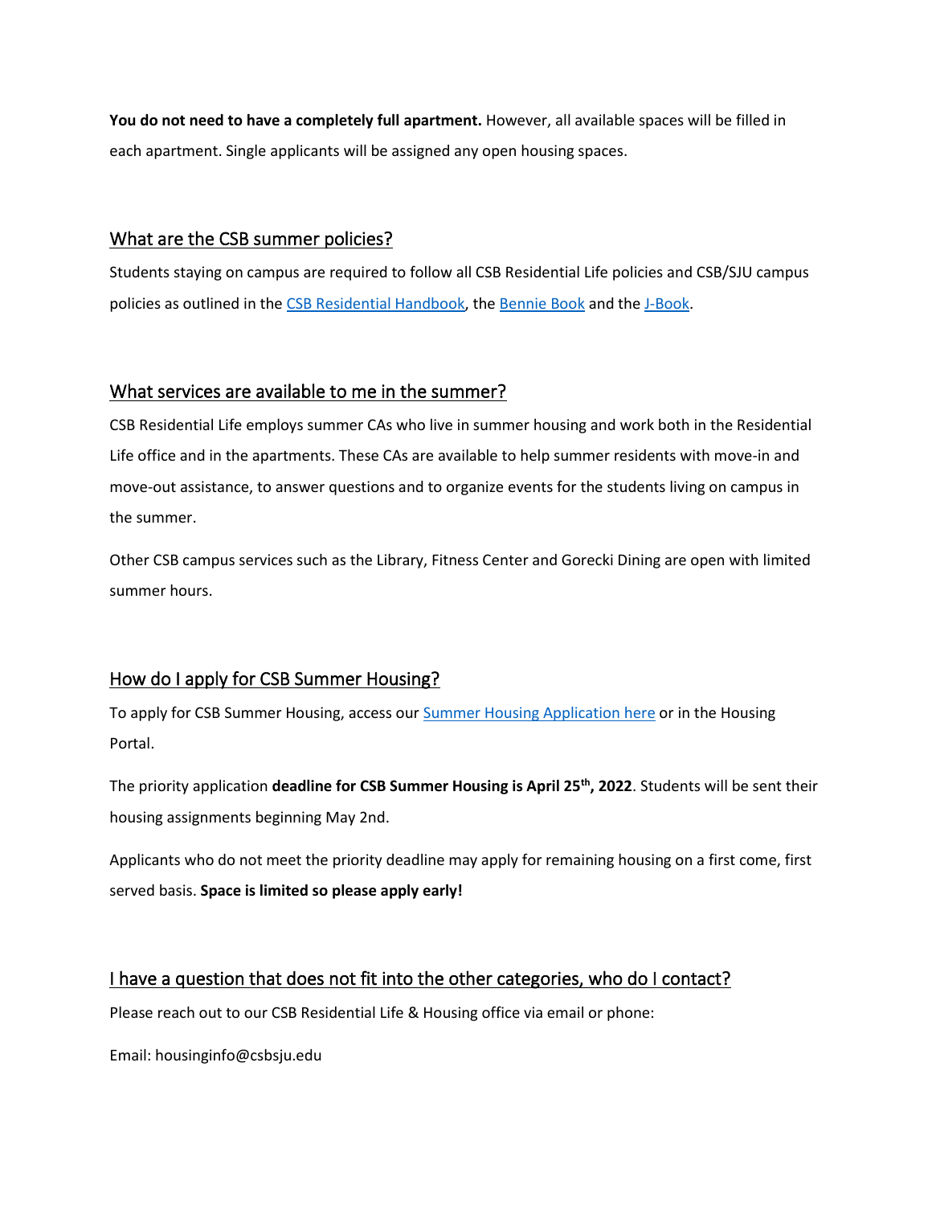**You do not need to have a completely full apartment.** However, all available spaces will be filled in each apartment. Single applicants will be assigned any open housing spaces.

## What are the CSB summer policies?

Students staying on campus are required to follow all CSB Residential Life policies and CSB/SJU campus policies as outlined in the CSB Residential Handbook, the Bennie Book and the J-Book.

## What services are available to me in the summer?

CSB Residential Life employs summer CAs who live in summer housing and work both in the Residential Life office and in the apartments. These CAs are available to help summer residents with move-in and move-out assistance, to answer questions and to organize events for the students living on campus in the summer.

Other CSB campus services such as the Library, Fitness Center and Gorecki Dining are open with limited summer hours.

## How do I apply for CSB Summer Housing?

To apply for CSB Summer Housing, access our Summer Housing Application here or in the Housing Portal.

The priority application **deadline for CSB Summer Housing is April 25th, 2022**. Students will be sent their housing assignments beginning May 2nd.

Applicants who do not meet the priority deadline may apply for remaining housing on a first come, first served basis. **Space is limited so please apply early!**

## I have a question that does not fit into the other categories, who do I contact?

Please reach out to our CSB Residential Life & Housing office via email or phone:

Email: housinginfo@csbsju.edu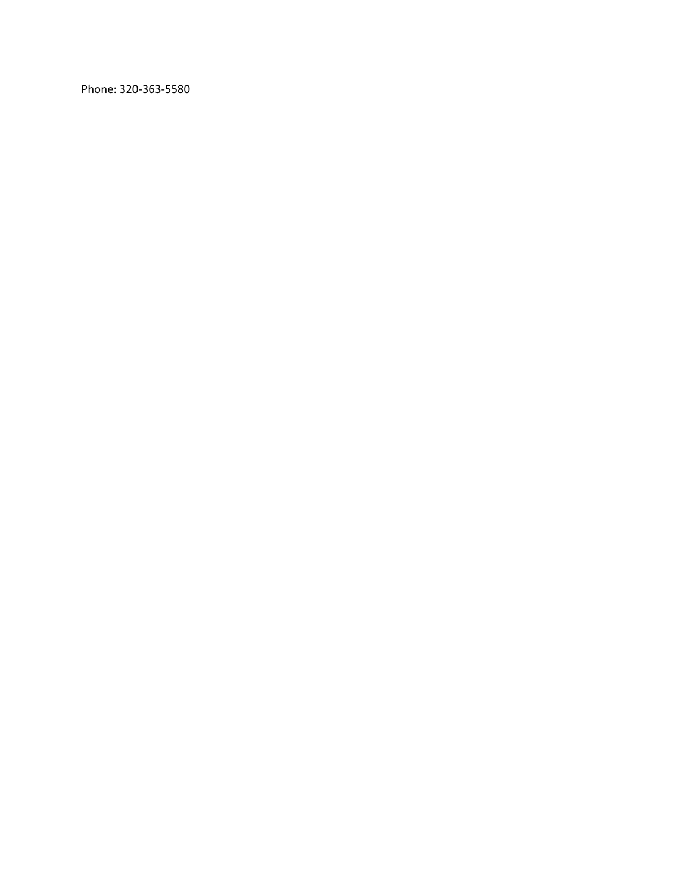Phone: 320-363-5580